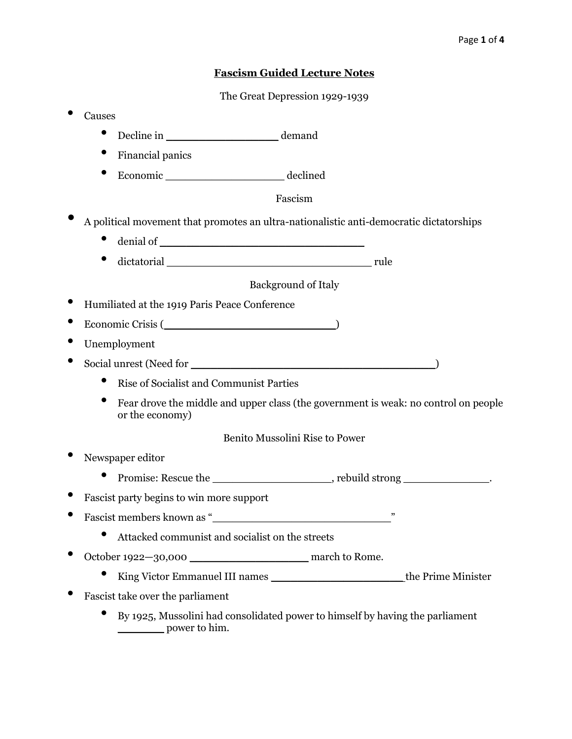# Fascism Guided Lecture Notes

## The Great Depression 1929-1939

- Causes
  - Decline in ________________ demand
  - Financial panics
  - Economic __________________ declined

## Fascism

- A political movement that promotes an ultra-nationalistic anti-democratic dictatorships
  - denial of _______________________________
  - dictatorial _______________________________ rule

## Background of Italy

- Humiliated at the 1919 Paris Peace Conference
- Economic Crisis (__________________________)
- Unemployment
- Social unrest (Need for _____________________________________)
  - Rise of Socialist and Communist Parties
  - Fear drove the middle and upper class (the government is weak: no control on people or the economy)

## Benito Mussolini Rise to Power

- Newspaper editor
  - Promise: Rescue the __________________, rebuild strong _____________.
- Fascist party begins to win more support
- Fascist members known as "___________________________"
  - Attacked communist and socialist on the streets
- October 1922—30,000 __________________ march to Rome.
  - King Victor Emmanuel III names ____________________ the Prime Minister
- Fascist take over the parliament
  - By 1925, Mussolini had consolidated power to himself by having the parliament _______ power to him.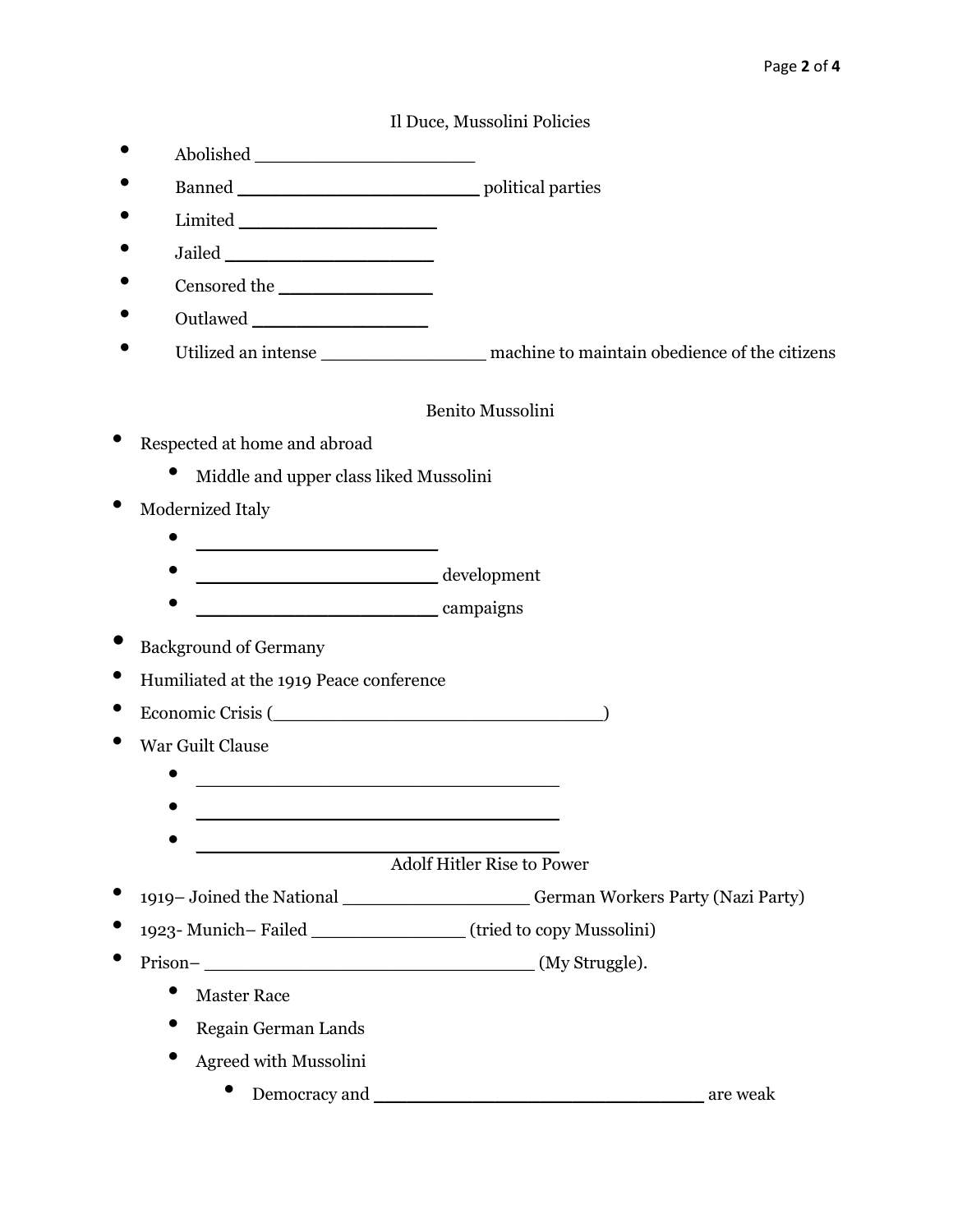## Il Duce, Mussolini Policies

- Abolished ____________________
- Banned ______________________ political parties
- Limited __________________
- Jailed ___________________
- Censored the ______________
- Outlawed ________________
- Utilized an intense ________________ machine to maintain obedience of the citizens

## Benito Mussolini

- Respected at home and abroad
  - Middle and upper class liked Mussolini
- Modernized Italy
  - ______________________
  - ______________________ development
  - ______________________ campaigns
- Background of Germany
- Humiliated at the 1919 Peace conference
- Economic Crisis (_______________________________)
- War Guilt Clause
  - __________________________________
  - __________________________________
  - __________________________________

## Adolf Hitler Rise to Power

- 1919– Joined the National _________________ German Workers Party (Nazi Party)
- 1923- Munich– Failed _______________ (tried to copy Mussolini)
- Prison– _______________________________ (My Struggle).
  - Master Race
  - Regain German Lands
  - Agreed with Mussolini
    - Democracy and _______________________________ are weak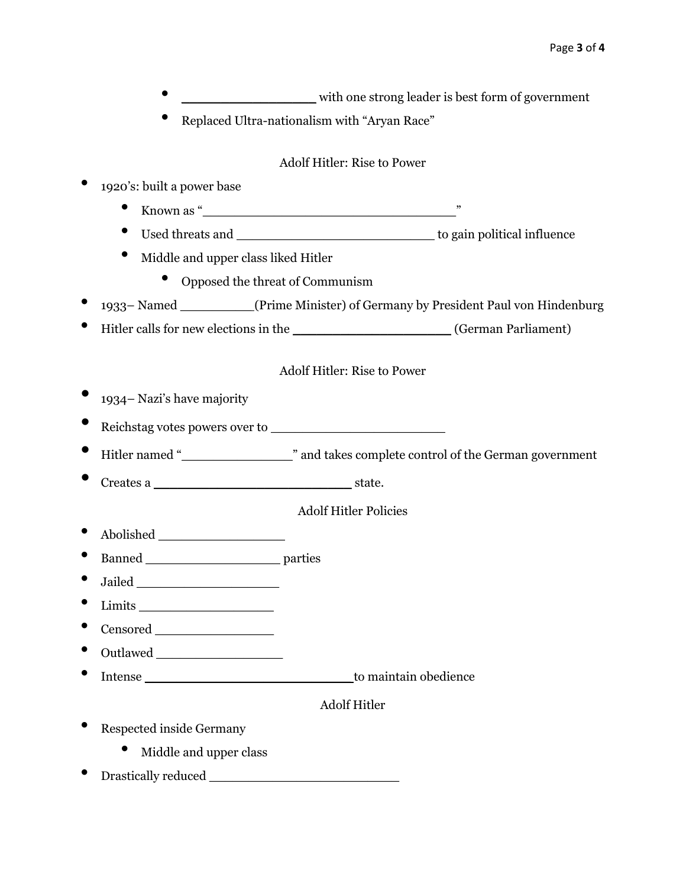- _________________ with one strong leader is best form of government
- Replaced Ultra-nationalism with "Aryan Race"

## Adolf Hitler: Rise to Power

- 1920's: built a power base
  - Known as "_________________________________"
  - Used threats and _____________________________ to gain political influence
  - Middle and upper class liked Hitler
    - Opposed the threat of Communism
- 1933– Named __________(Prime Minister) of Germany by President Paul von Hindenburg
- Hitler calls for new elections in the ____________________ (German Parliament)

## Adolf Hitler: Rise to Power

- 1934– Nazi's have majority
- Reichstag votes powers over to _______________________
- Hitler named "_______________" and takes complete control of the German government
- Creates a __________________________ state.

## Adolf Hitler Policies

- Abolished _________________
- Banned __________________ parties
- Jailed ___________________
- Limits __________________
- Censored ________________
- Outlawed _________________
- Intense ____________________________ to maintain obedience

## Adolf Hitler

- Respected inside Germany
  - Middle and upper class
- Drastically reduced _________________________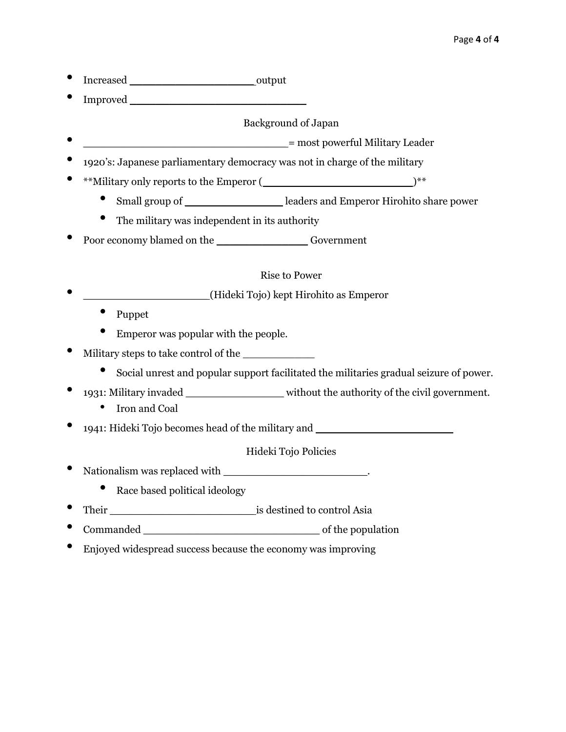- Increased ____________________ output
- Improved ____________________________

Background of Japan

- ________________________________ = most powerful Military Leader
- 1920's: Japanese parliamentary democracy was not in charge of the military
- **Military only reports to the Emperor (________________________)**
    - Small group of ________________ leaders and Emperor Hirohito share power
    - The military was independent in its authority
- Poor economy blamed on the _______________ Government

Rise to Power

- ____________________(Hideki Tojo) kept Hirohito as Emperor
    - Puppet
    - Emperor was popular with the people.
- Military steps to take control of the ____________
    - Social unrest and popular support facilitated the militaries gradual seizure of power.
- 1931: Military invaded ________________ without the authority of the civil government.
    - Iron and Coal
- 1941: Hideki Tojo becomes head of the military and ______________________

Hideki Tojo Policies

- Nationalism was replaced with ______________________.
    - Race based political ideology
- Their _______________________is destined to control Asia
- Commanded ____________________________ of the population
- Enjoyed widespread success because the economy was improving